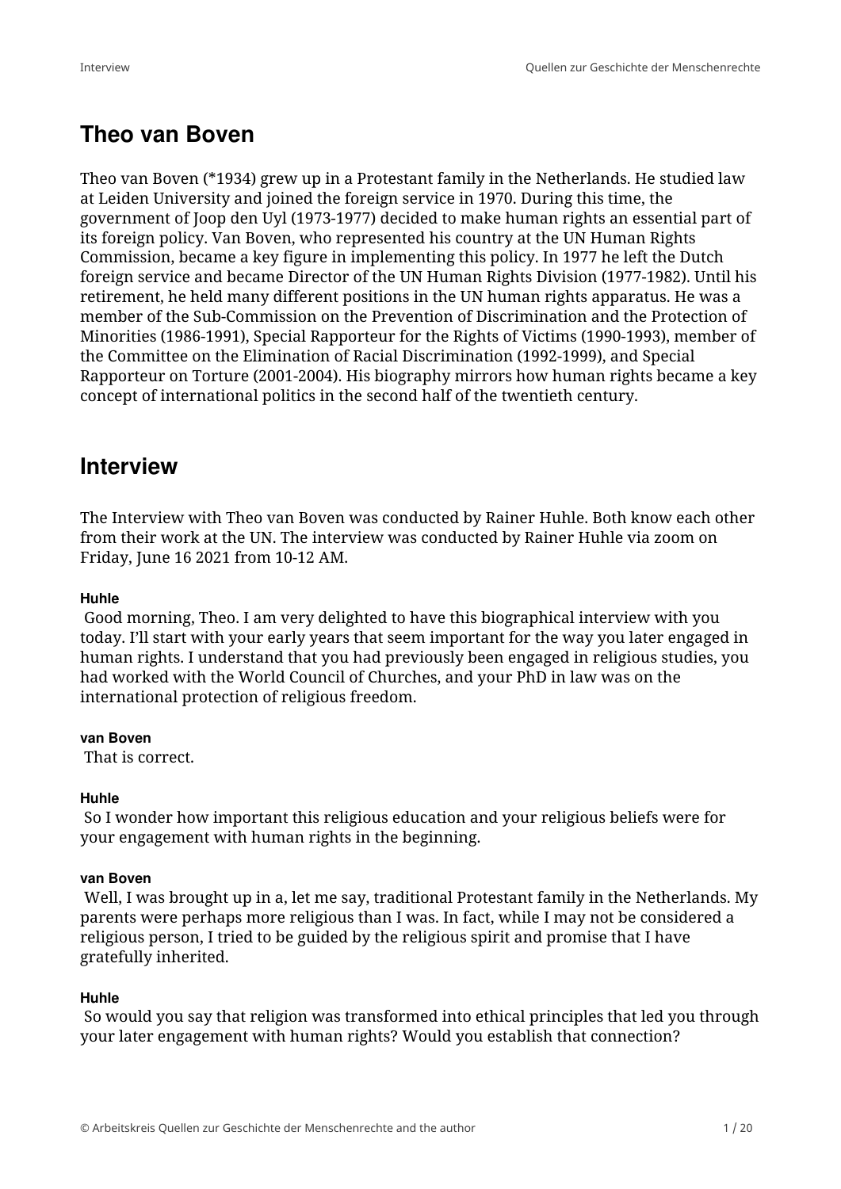# Theo van Boven

Theo van Boven (*1934) grew up in a Protestant family in the Netherlands. He studied law at Leiden University and joined the foreign service in 1970. During this time, the government of Joop den Uyl (1973-1977) decided to make human rights an essential part of its foreign policy. Van Boven, who represented his country at the UN Human Rights Commission, became a key figure in implementing this policy. In 1977 he left the Dutch foreign service and became Director of the UN Human Rights Division (1977-1982). Until his retirement, he held many different positions in the UN human rights apparatus. He was a member of the Sub-Commission on the Prevention of Discrimination and the Protection of Minorities (1986-1991), Special Rapporteur for the Rights of Victims (1990-1993), member of the Committee on the Elimination of Racial Discrimination (1992-1999), and Special Rapporteur on Torture (2001-2004). His biography mirrors how human rights became a key concept of international politics in the second half of the twentieth century.

# Interview

The Interview with Theo van Boven was conducted by Rainer Huhle. Both know each other from their work at the UN. The interview was conducted by Rainer Huhle via zoom on Friday, June 16 2021 from 10-12 AM.

**Huhle**

Good morning, Theo. I am very delighted to have this biographical interview with you today. I'll start with your early years that seem important for the way you later engaged in human rights. I understand that you had previously been engaged in religious studies, you had worked with the World Council of Churches, and your PhD in law was on the international protection of religious freedom.

**van Boven**

That is correct.

**Huhle**

So I wonder how important this religious education and your religious beliefs were for your engagement with human rights in the beginning.

**van Boven**

Well, I was brought up in a, let me say, traditional Protestant family in the Netherlands. My parents were perhaps more religious than I was. In fact, while I may not be considered a religious person, I tried to be guided by the religious spirit and promise that I have gratefully inherited.

**Huhle**

So would you say that religion was transformed into ethical principles that led you through your later engagement with human rights? Would you establish that connection?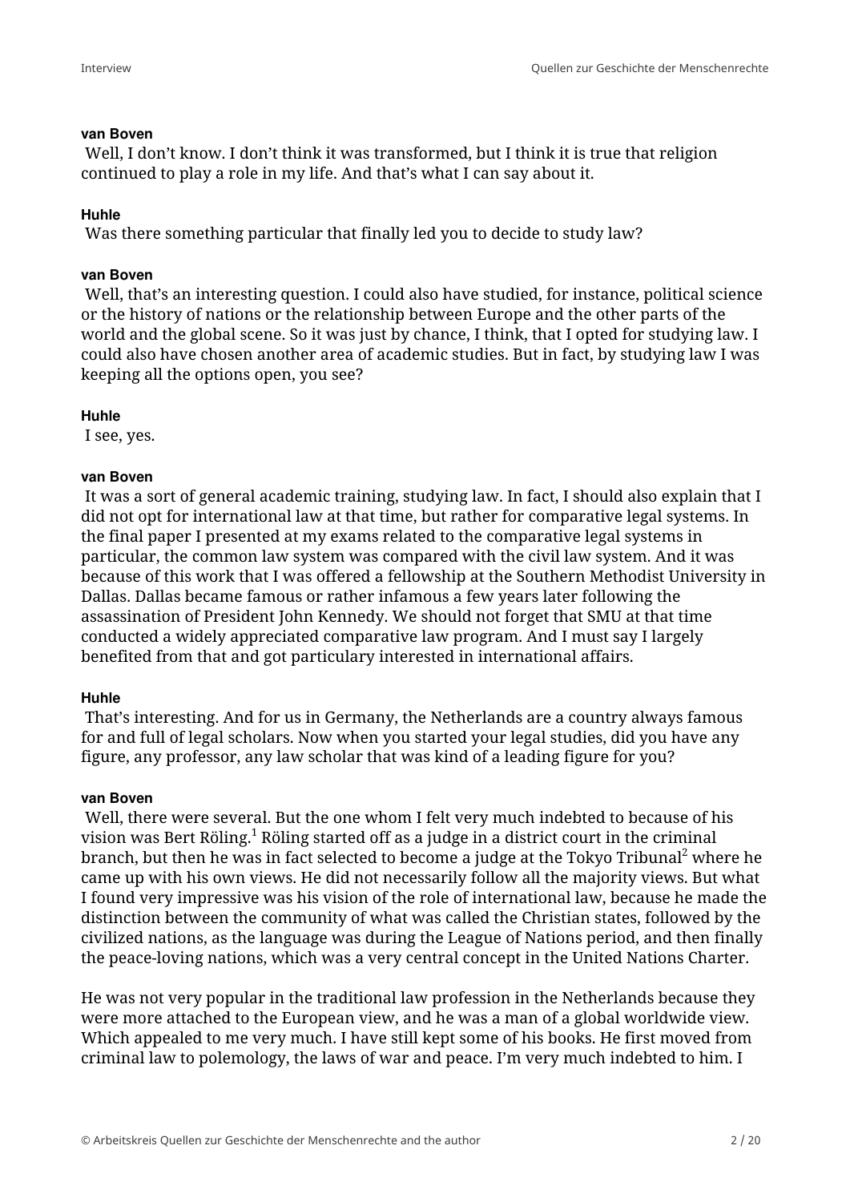**van Boven**

Well, I don't know. I don't think it was transformed, but I think it is true that religion continued to play a role in my life. And that's what I can say about it.

**Huhle**

Was there something particular that finally led you to decide to study law?

**van Boven**

Well, that's an interesting question. I could also have studied, for instance, political science or the history of nations or the relationship between Europe and the other parts of the world and the global scene. So it was just by chance, I think, that I opted for studying law. I could also have chosen another area of academic studies. But in fact, by studying law I was keeping all the options open, you see?

**Huhle**

I see, yes.

**van Boven**

It was a sort of general academic training, studying law. In fact, I should also explain that I did not opt for international law at that time, but rather for comparative legal systems. In the final paper I presented at my exams related to the comparative legal systems in particular, the common law system was compared with the civil law system. And it was because of this work that I was offered a fellowship at the Southern Methodist University in Dallas. Dallas became famous or rather infamous a few years later following the assassination of President John Kennedy. We should not forget that SMU at that time conducted a widely appreciated comparative law program. And I must say I largely benefited from that and got particulary interested in international affairs.

**Huhle**

That's interesting. And for us in Germany, the Netherlands are a country always famous for and full of legal scholars. Now when you started your legal studies, did you have any figure, any professor, any law scholar that was kind of a leading figure for you?

**van Boven**

Well, there were several. But the one whom I felt very much indebted to because of his vision was Bert Röling.[1] Röling started off as a judge in a district court in the criminal branch, but then he was in fact selected to become a judge at the Tokyo Tribunal[2] where he came up with his own views. He did not necessarily follow all the majority views. But what I found very impressive was his vision of the role of international law, because he made the distinction between the community of what was called the Christian states, followed by the civilized nations, as the language was during the League of Nations period, and then finally the peace-loving nations, which was a very central concept in the United Nations Charter.

He was not very popular in the traditional law profession in the Netherlands because they were more attached to the European view, and he was a man of a global worldwide view. Which appealed to me very much. I have still kept some of his books. He first moved from criminal law to polemology, the laws of war and peace. I'm very much indebted to him. I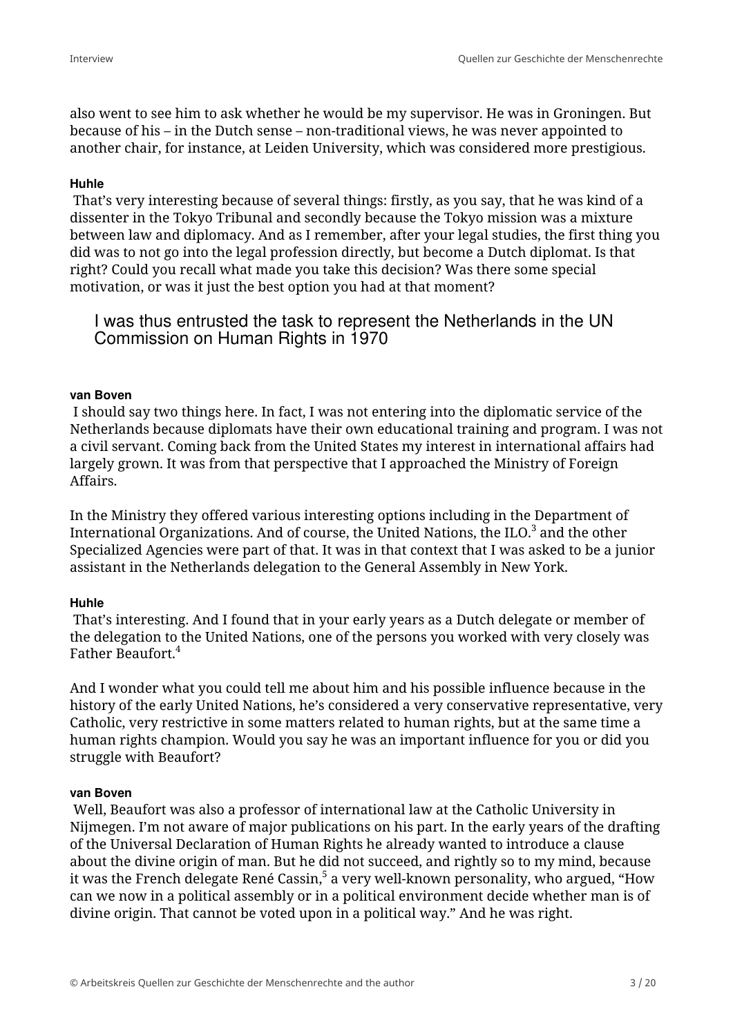also went to see him to ask whether he would be my supervisor. He was in Groningen. But because of his – in the Dutch sense – non-traditional views, he was never appointed to another chair, for instance, at Leiden University, which was considered more prestigious.

**Huhle**

That's very interesting because of several things: firstly, as you say, that he was kind of a dissenter in the Tokyo Tribunal and secondly because the Tokyo mission was a mixture between law and diplomacy. And as I remember, after your legal studies, the first thing you did was to not go into the legal profession directly, but become a Dutch diplomat. Is that right? Could you recall what made you take this decision? Was there some special motivation, or was it just the best option you had at that moment?

> I was thus entrusted the task to represent the Netherlands in the UN Commission on Human Rights in 1970

**van Boven**

I should say two things here. In fact, I was not entering into the diplomatic service of the Netherlands because diplomats have their own educational training and program. I was not a civil servant. Coming back from the United States my interest in international affairs had largely grown. It was from that perspective that I approached the Ministry of Foreign Affairs.

In the Ministry they offered various interesting options including in the Department of International Organizations. And of course, the United Nations, the ILO.[3] and the other Specialized Agencies were part of that. It was in that context that I was asked to be a junior assistant in the Netherlands delegation to the General Assembly in New York.

**Huhle**

That's interesting. And I found that in your early years as a Dutch delegate or member of the delegation to the United Nations, one of the persons you worked with very closely was Father Beaufort.[4]

And I wonder what you could tell me about him and his possible influence because in the history of the early United Nations, he's considered a very conservative representative, very Catholic, very restrictive in some matters related to human rights, but at the same time a human rights champion. Would you say he was an important influence for you or did you struggle with Beaufort?

**van Boven**

Well, Beaufort was also a professor of international law at the Catholic University in Nijmegen. I'm not aware of major publications on his part. In the early years of the drafting of the Universal Declaration of Human Rights he already wanted to introduce a clause about the divine origin of man. But he did not succeed, and rightly so to my mind, because it was the French delegate René Cassin,[5] a very well-known personality, who argued, "How can we now in a political assembly or in a political environment decide whether man is of divine origin. That cannot be voted upon in a political way." And he was right.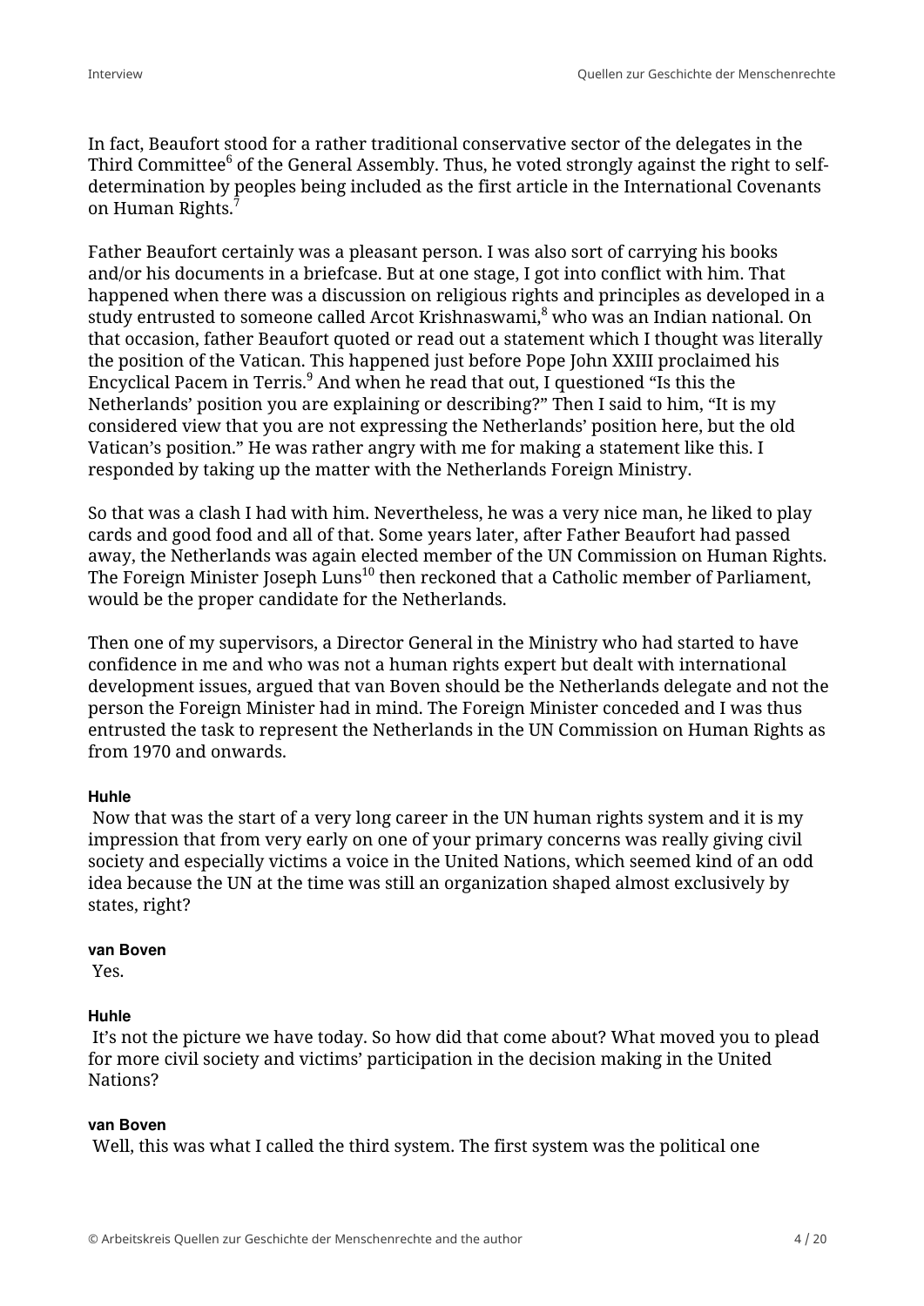In fact, Beaufort stood for a rather traditional conservative sector of the delegates in the Third Committee[6] of the General Assembly. Thus, he voted strongly against the right to self-determination by peoples being included as the first article in the International Covenants on Human Rights.[7]

Father Beaufort certainly was a pleasant person. I was also sort of carrying his books and/or his documents in a briefcase. But at one stage, I got into conflict with him. That happened when there was a discussion on religious rights and principles as developed in a study entrusted to someone called Arcot Krishnaswami,[8] who was an Indian national. On that occasion, father Beaufort quoted or read out a statement which I thought was literally the position of the Vatican. This happened just before Pope John XXIII proclaimed his Encyclical Pacem in Terris.[9] And when he read that out, I questioned "Is this the Netherlands' position you are explaining or describing?" Then I said to him, "It is my considered view that you are not expressing the Netherlands' position here, but the old Vatican's position." He was rather angry with me for making a statement like this. I responded by taking up the matter with the Netherlands Foreign Ministry.

So that was a clash I had with him. Nevertheless, he was a very nice man, he liked to play cards and good food and all of that. Some years later, after Father Beaufort had passed away, the Netherlands was again elected member of the UN Commission on Human Rights. The Foreign Minister Joseph Luns[10] then reckoned that a Catholic member of Parliament, would be the proper candidate for the Netherlands.

Then one of my supervisors, a Director General in the Ministry who had started to have confidence in me and who was not a human rights expert but dealt with international development issues, argued that van Boven should be the Netherlands delegate and not the person the Foreign Minister had in mind. The Foreign Minister conceded and I was thus entrusted the task to represent the Netherlands in the UN Commission on Human Rights as from 1970 and onwards.

**Huhle**

Now that was the start of a very long career in the UN human rights system and it is my impression that from very early on one of your primary concerns was really giving civil society and especially victims a voice in the United Nations, which seemed kind of an odd idea because the UN at the time was still an organization shaped almost exclusively by states, right?

**van Boven**

Yes.

**Huhle**

It's not the picture we have today. So how did that come about? What moved you to plead for more civil society and victims' participation in the decision making in the United Nations?

**van Boven**

Well, this was what I called the third system. The first system was the political one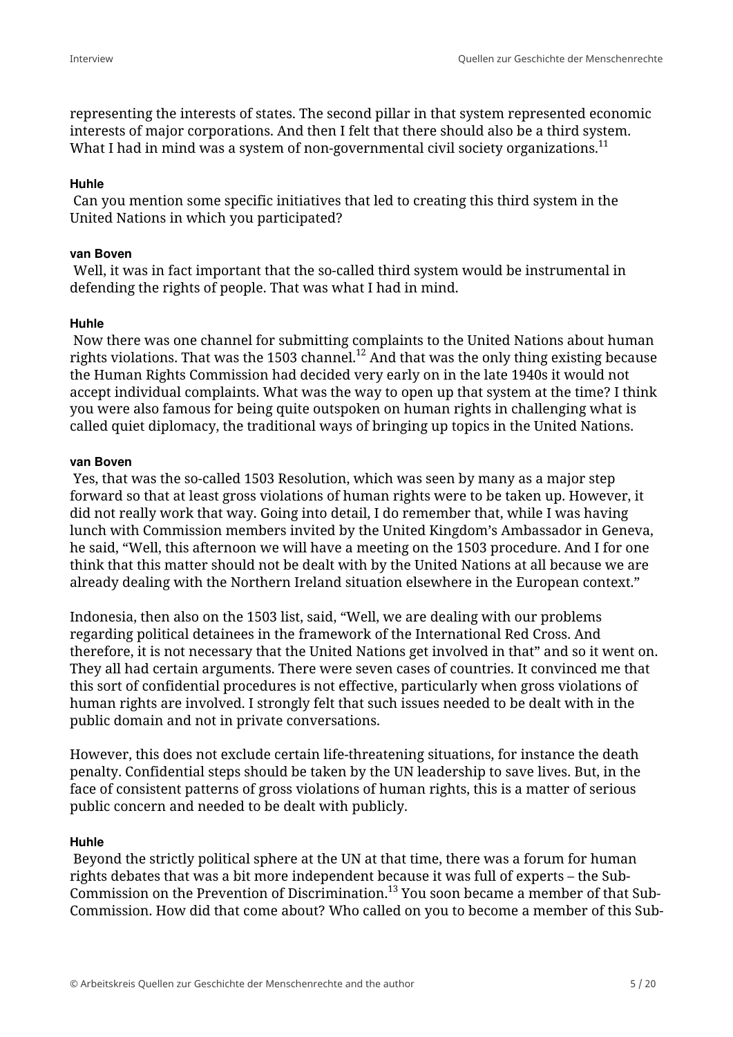representing the interests of states. The second pillar in that system represented economic interests of major corporations. And then I felt that there should also be a third system. What I had in mind was a system of non-governmental civil society organizations.[11]

**Huhle**

Can you mention some specific initiatives that led to creating this third system in the United Nations in which you participated?

**van Boven**

Well, it was in fact important that the so-called third system would be instrumental in defending the rights of people. That was what I had in mind.

**Huhle**

Now there was one channel for submitting complaints to the United Nations about human rights violations. That was the 1503 channel.[12] And that was the only thing existing because the Human Rights Commission had decided very early on in the late 1940s it would not accept individual complaints. What was the way to open up that system at the time? I think you were also famous for being quite outspoken on human rights in challenging what is called quiet diplomacy, the traditional ways of bringing up topics in the United Nations.

**van Boven**

Yes, that was the so-called 1503 Resolution, which was seen by many as a major step forward so that at least gross violations of human rights were to be taken up. However, it did not really work that way. Going into detail, I do remember that, while I was having lunch with Commission members invited by the United Kingdom's Ambassador in Geneva, he said, "Well, this afternoon we will have a meeting on the 1503 procedure. And I for one think that this matter should not be dealt with by the United Nations at all because we are already dealing with the Northern Ireland situation elsewhere in the European context."

Indonesia, then also on the 1503 list, said, "Well, we are dealing with our problems regarding political detainees in the framework of the International Red Cross. And therefore, it is not necessary that the United Nations get involved in that" and so it went on. They all had certain arguments. There were seven cases of countries. It convinced me that this sort of confidential procedures is not effective, particularly when gross violations of human rights are involved. I strongly felt that such issues needed to be dealt with in the public domain and not in private conversations.

However, this does not exclude certain life-threatening situations, for instance the death penalty. Confidential steps should be taken by the UN leadership to save lives. But, in the face of consistent patterns of gross violations of human rights, this is a matter of serious public concern and needed to be dealt with publicly.

**Huhle**

Beyond the strictly political sphere at the UN at that time, there was a forum for human rights debates that was a bit more independent because it was full of experts – the Sub-Commission on the Prevention of Discrimination.[13] You soon became a member of that Sub-Commission. How did that come about? Who called on you to become a member of this Sub-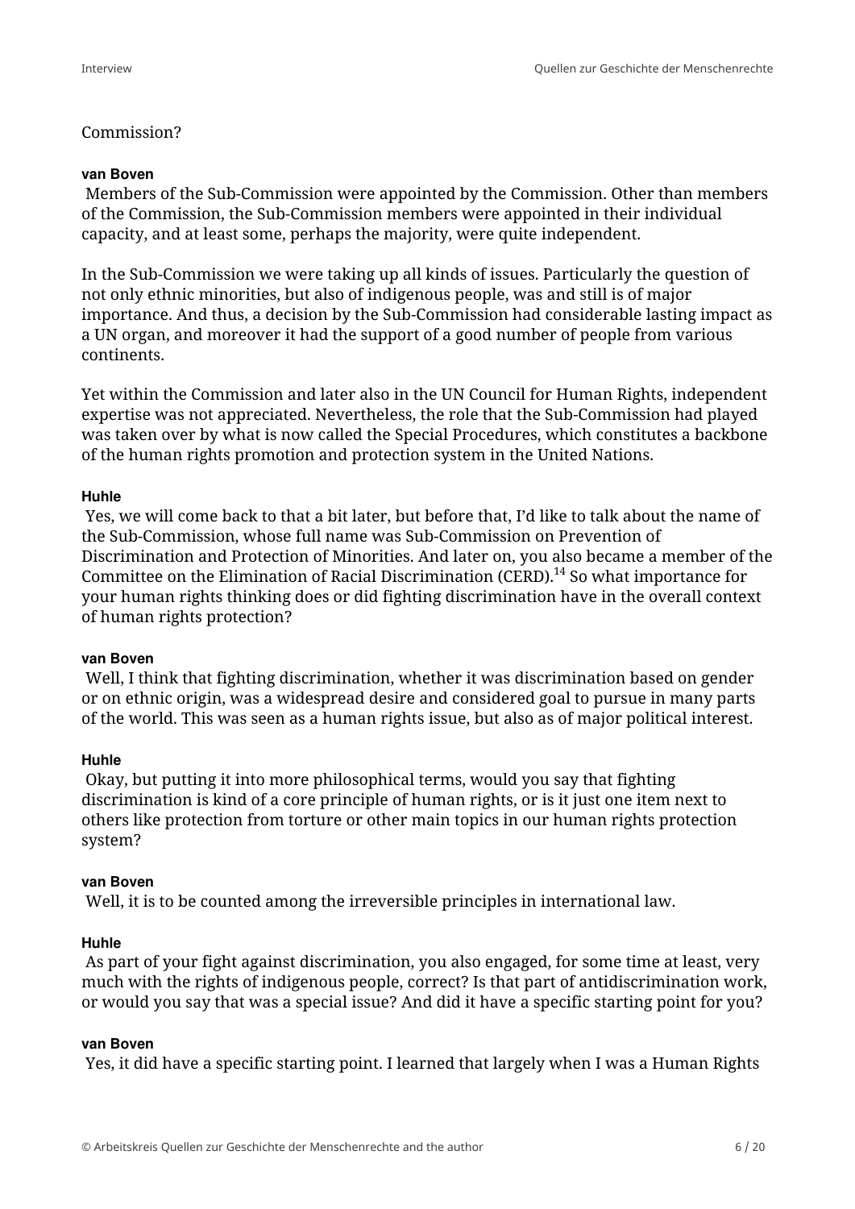Commission?

**van Boven**
Members of the Sub-Commission were appointed by the Commission. Other than members of the Commission, the Sub-Commission members were appointed in their individual capacity, and at least some, perhaps the majority, were quite independent.

In the Sub-Commission we were taking up all kinds of issues. Particularly the question of not only ethnic minorities, but also of indigenous people, was and still is of major importance. And thus, a decision by the Sub-Commission had considerable lasting impact as a UN organ, and moreover it had the support of a good number of people from various continents.

Yet within the Commission and later also in the UN Council for Human Rights, independent expertise was not appreciated. Nevertheless, the role that the Sub-Commission had played was taken over by what is now called the Special Procedures, which constitutes a backbone of the human rights promotion and protection system in the United Nations.

**Huhle**
Yes, we will come back to that a bit later, but before that, I'd like to talk about the name of the Sub-Commission, whose full name was Sub-Commission on Prevention of Discrimination and Protection of Minorities. And later on, you also became a member of the Committee on the Elimination of Racial Discrimination (CERD).[14] So what importance for your human rights thinking does or did fighting discrimination have in the overall context of human rights protection?

**van Boven**
Well, I think that fighting discrimination, whether it was discrimination based on gender or on ethnic origin, was a widespread desire and considered goal to pursue in many parts of the world. This was seen as a human rights issue, but also as of major political interest.

**Huhle**
Okay, but putting it into more philosophical terms, would you say that fighting discrimination is kind of a core principle of human rights, or is it just one item next to others like protection from torture or other main topics in our human rights protection system?

**van Boven**
Well, it is to be counted among the irreversible principles in international law.

**Huhle**
As part of your fight against discrimination, you also engaged, for some time at least, very much with the rights of indigenous people, correct? Is that part of antidiscrimination work, or would you say that was a special issue? And did it have a specific starting point for you?

**van Boven**
Yes, it did have a specific starting point. I learned that largely when I was a Human Rights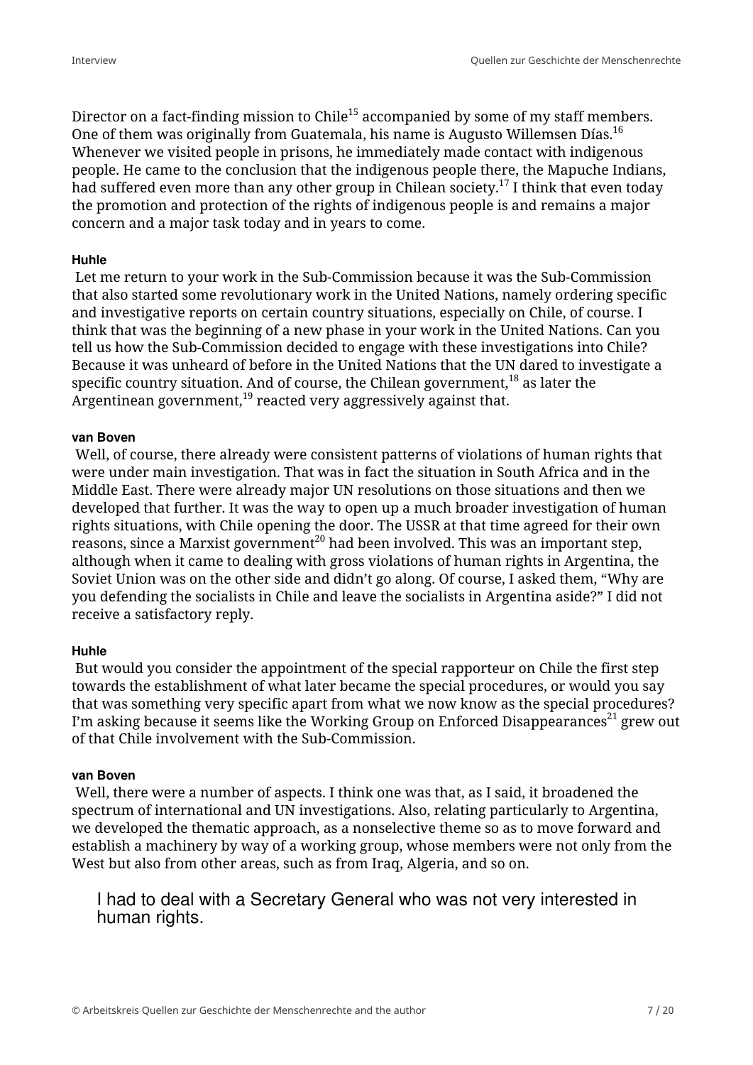Director on a fact-finding mission to Chile[15] accompanied by some of my staff members. One of them was originally from Guatemala, his name is Augusto Willemsen Días.[16] Whenever we visited people in prisons, he immediately made contact with indigenous people. He came to the conclusion that the indigenous people there, the Mapuche Indians, had suffered even more than any other group in Chilean society.[17] I think that even today the promotion and protection of the rights of indigenous people is and remains a major concern and a major task today and in years to come.

**Huhle**

Let me return to your work in the Sub-Commission because it was the Sub-Commission that also started some revolutionary work in the United Nations, namely ordering specific and investigative reports on certain country situations, especially on Chile, of course. I think that was the beginning of a new phase in your work in the United Nations. Can you tell us how the Sub-Commission decided to engage with these investigations into Chile? Because it was unheard of before in the United Nations that the UN dared to investigate a specific country situation. And of course, the Chilean government,[18] as later the Argentinean government,[19] reacted very aggressively against that.

**van Boven**

Well, of course, there already were consistent patterns of violations of human rights that were under main investigation. That was in fact the situation in South Africa and in the Middle East. There were already major UN resolutions on those situations and then we developed that further. It was the way to open up a much broader investigation of human rights situations, with Chile opening the door. The USSR at that time agreed for their own reasons, since a Marxist government[20] had been involved. This was an important step, although when it came to dealing with gross violations of human rights in Argentina, the Soviet Union was on the other side and didn't go along. Of course, I asked them, "Why are you defending the socialists in Chile and leave the socialists in Argentina aside?" I did not receive a satisfactory reply.

**Huhle**

But would you consider the appointment of the special rapporteur on Chile the first step towards the establishment of what later became the special procedures, or would you say that was something very specific apart from what we now know as the special procedures? I'm asking because it seems like the Working Group on Enforced Disappearances[21] grew out of that Chile involvement with the Sub-Commission.

**van Boven**

Well, there were a number of aspects. I think one was that, as I said, it broadened the spectrum of international and UN investigations. Also, relating particularly to Argentina, we developed the thematic approach, as a nonselective theme so as to move forward and establish a machinery by way of a working group, whose members were not only from the West but also from other areas, such as from Iraq, Algeria, and so on.

> I had to deal with a Secretary General who was not very interested in human rights.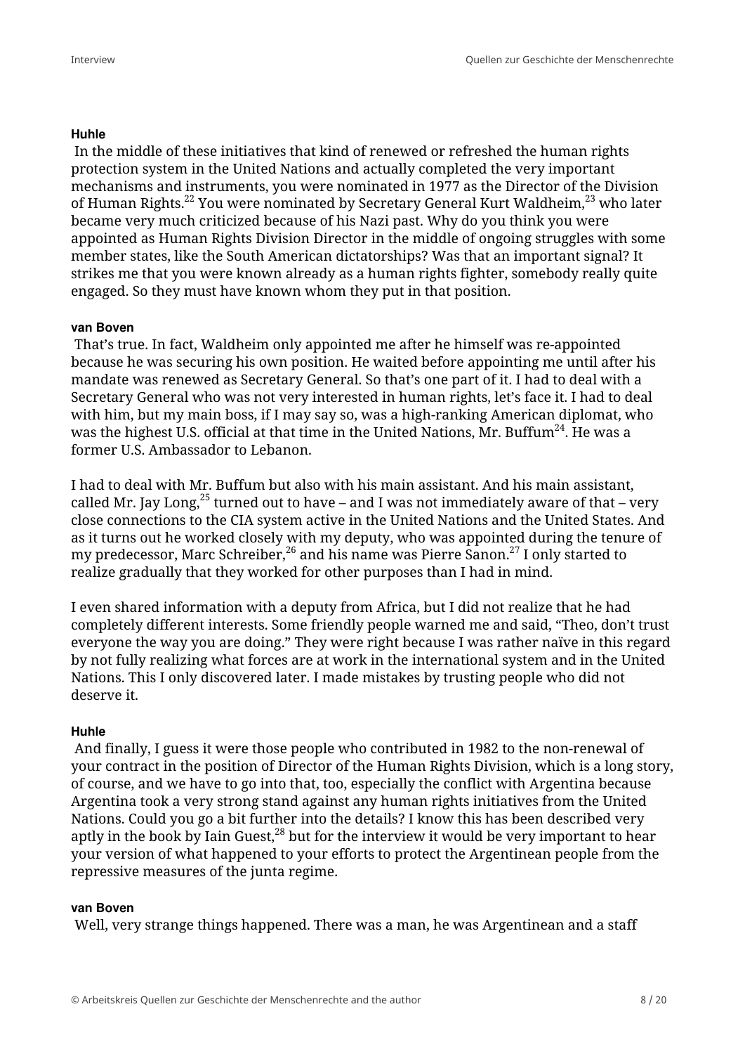**Huhle**

In the middle of these initiatives that kind of renewed or refreshed the human rights protection system in the United Nations and actually completed the very important mechanisms and instruments, you were nominated in 1977 as the Director of the Division of Human Rights.[22] You were nominated by Secretary General Kurt Waldheim,[23] who later became very much criticized because of his Nazi past. Why do you think you were appointed as Human Rights Division Director in the middle of ongoing struggles with some member states, like the South American dictatorships? Was that an important signal? It strikes me that you were known already as a human rights fighter, somebody really quite engaged. So they must have known whom they put in that position.

**van Boven**

That's true. In fact, Waldheim only appointed me after he himself was re-appointed because he was securing his own position. He waited before appointing me until after his mandate was renewed as Secretary General. So that's one part of it. I had to deal with a Secretary General who was not very interested in human rights, let's face it. I had to deal with him, but my main boss, if I may say so, was a high-ranking American diplomat, who was the highest U.S. official at that time in the United Nations, Mr. Buffum[24]. He was a former U.S. Ambassador to Lebanon.

I had to deal with Mr. Buffum but also with his main assistant. And his main assistant, called Mr. Jay Long,[25] turned out to have – and I was not immediately aware of that – very close connections to the CIA system active in the United Nations and the United States. And as it turns out he worked closely with my deputy, who was appointed during the tenure of my predecessor, Marc Schreiber,[26] and his name was Pierre Sanon.[27] I only started to realize gradually that they worked for other purposes than I had in mind.

I even shared information with a deputy from Africa, but I did not realize that he had completely different interests. Some friendly people warned me and said, "Theo, don't trust everyone the way you are doing." They were right because I was rather naïve in this regard by not fully realizing what forces are at work in the international system and in the United Nations. This I only discovered later. I made mistakes by trusting people who did not deserve it.

**Huhle**

And finally, I guess it were those people who contributed in 1982 to the non-renewal of your contract in the position of Director of the Human Rights Division, which is a long story, of course, and we have to go into that, too, especially the conflict with Argentina because Argentina took a very strong stand against any human rights initiatives from the United Nations. Could you go a bit further into the details? I know this has been described very aptly in the book by Iain Guest,[28] but for the interview it would be very important to hear your version of what happened to your efforts to protect the Argentinean people from the repressive measures of the junta regime.

**van Boven**

Well, very strange things happened. There was a man, he was Argentinean and a staff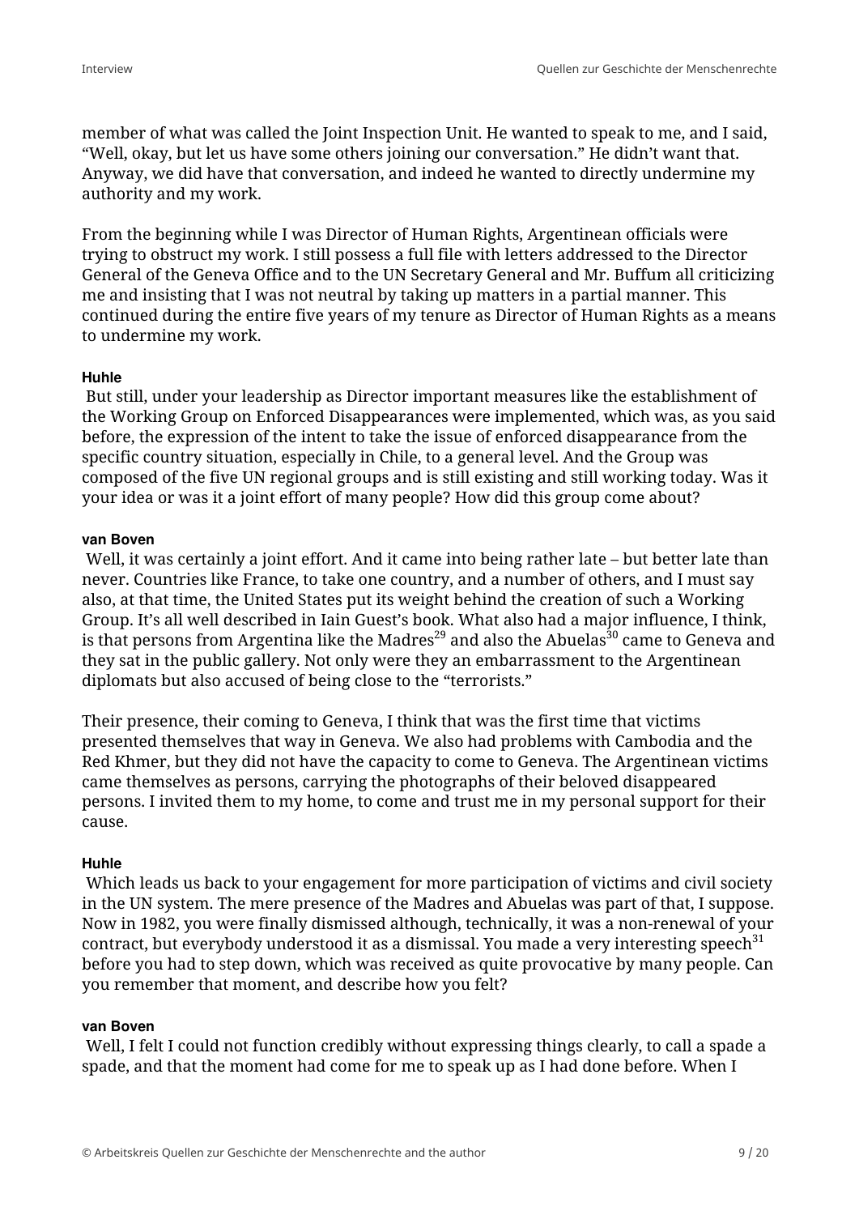member of what was called the Joint Inspection Unit. He wanted to speak to me, and I said, “Well, okay, but let us have some others joining our conversation.” He didn’t want that. Anyway, we did have that conversation, and indeed he wanted to directly undermine my authority and my work.

From the beginning while I was Director of Human Rights, Argentinean officials were trying to obstruct my work. I still possess a full file with letters addressed to the Director General of the Geneva Office and to the UN Secretary General and Mr. Buffum all criticizing me and insisting that I was not neutral by taking up matters in a partial manner. This continued during the entire five years of my tenure as Director of Human Rights as a means to undermine my work.

**Huhle**

But still, under your leadership as Director important measures like the establishment of the Working Group on Enforced Disappearances were implemented, which was, as you said before, the expression of the intent to take the issue of enforced disappearance from the specific country situation, especially in Chile, to a general level. And the Group was composed of the five UN regional groups and is still existing and still working today. Was it your idea or was it a joint effort of many people? How did this group come about?

**van Boven**

Well, it was certainly a joint effort. And it came into being rather late – but better late than never. Countries like France, to take one country, and a number of others, and I must say also, at that time, the United States put its weight behind the creation of such a Working Group. It’s all well described in Iain Guest’s book. What also had a major influence, I think, is that persons from Argentina like the Madres[29] and also the Abuelas[30] came to Geneva and they sat in the public gallery. Not only were they an embarrassment to the Argentinean diplomats but also accused of being close to the “terrorists.”

Their presence, their coming to Geneva, I think that was the first time that victims presented themselves that way in Geneva. We also had problems with Cambodia and the Red Khmer, but they did not have the capacity to come to Geneva. The Argentinean victims came themselves as persons, carrying the photographs of their beloved disappeared persons. I invited them to my home, to come and trust me in my personal support for their cause.

**Huhle**

Which leads us back to your engagement for more participation of victims and civil society in the UN system. The mere presence of the Madres and Abuelas was part of that, I suppose. Now in 1982, you were finally dismissed although, technically, it was a non-renewal of your contract, but everybody understood it as a dismissal. You made a very interesting speech[31] before you had to step down, which was received as quite provocative by many people. Can you remember that moment, and describe how you felt?

**van Boven**

Well, I felt I could not function credibly without expressing things clearly, to call a spade a spade, and that the moment had come for me to speak up as I had done before. When I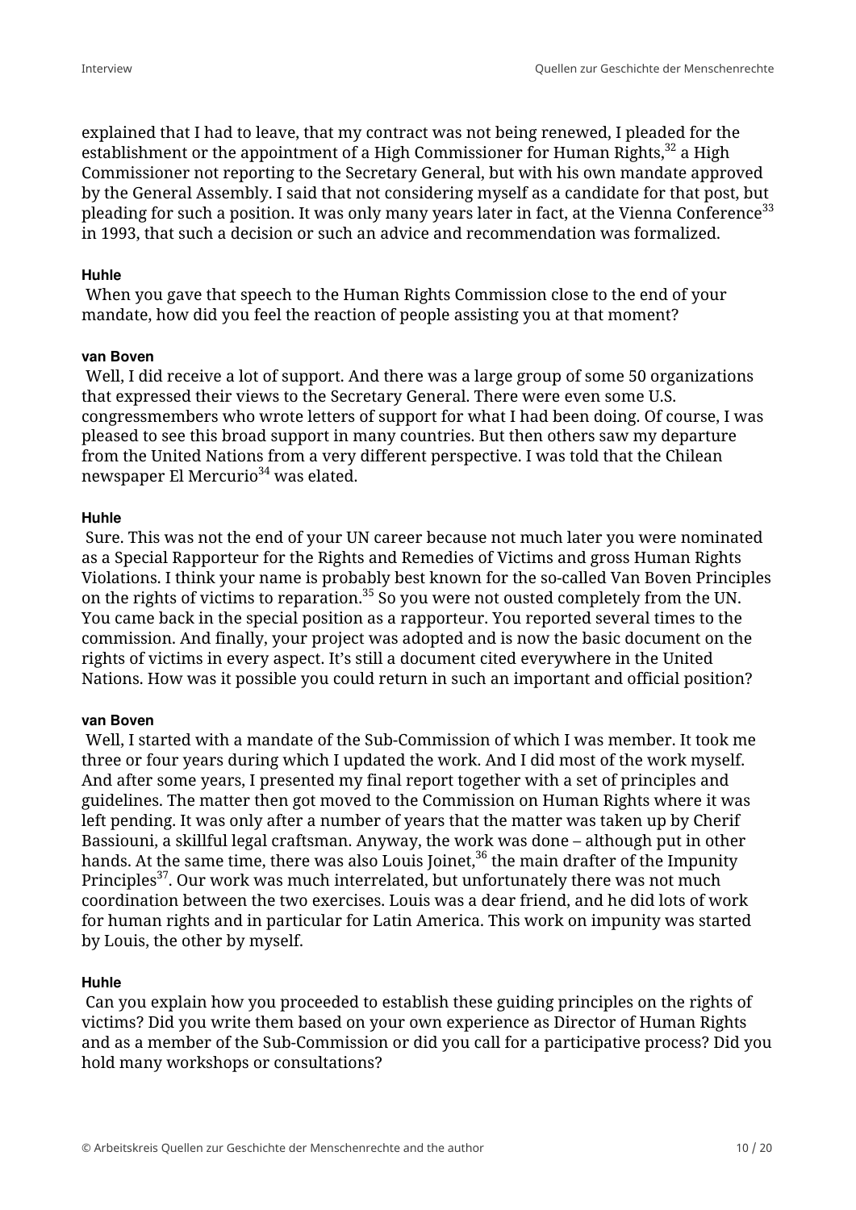explained that I had to leave, that my contract was not being renewed, I pleaded for the establishment or the appointment of a High Commissioner for Human Rights,[32] a High Commissioner not reporting to the Secretary General, but with his own mandate approved by the General Assembly. I said that not considering myself as a candidate for that post, but pleading for such a position. It was only many years later in fact, at the Vienna Conference[33] in 1993, that such a decision or such an advice and recommendation was formalized.

**Huhle**

When you gave that speech to the Human Rights Commission close to the end of your mandate, how did you feel the reaction of people assisting you at that moment?

**van Boven**

Well, I did receive a lot of support. And there was a large group of some 50 organizations that expressed their views to the Secretary General. There were even some U.S. congressmembers who wrote letters of support for what I had been doing. Of course, I was pleased to see this broad support in many countries. But then others saw my departure from the United Nations from a very different perspective. I was told that the Chilean newspaper El Mercurio[34] was elated.

**Huhle**

Sure. This was not the end of your UN career because not much later you were nominated as a Special Rapporteur for the Rights and Remedies of Victims and gross Human Rights Violations. I think your name is probably best known for the so-called Van Boven Principles on the rights of victims to reparation.[35] So you were not ousted completely from the UN. You came back in the special position as a rapporteur. You reported several times to the commission. And finally, your project was adopted and is now the basic document on the rights of victims in every aspect. It's still a document cited everywhere in the United Nations. How was it possible you could return in such an important and official position?

**van Boven**

Well, I started with a mandate of the Sub-Commission of which I was member. It took me three or four years during which I updated the work. And I did most of the work myself. And after some years, I presented my final report together with a set of principles and guidelines. The matter then got moved to the Commission on Human Rights where it was left pending. It was only after a number of years that the matter was taken up by Cherif Bassiouni, a skillful legal craftsman. Anyway, the work was done – although put in other hands. At the same time, there was also Louis Joinet,[36] the main drafter of the Impunity Principles[37]. Our work was much interrelated, but unfortunately there was not much coordination between the two exercises. Louis was a dear friend, and he did lots of work for human rights and in particular for Latin America. This work on impunity was started by Louis, the other by myself.

**Huhle**

Can you explain how you proceeded to establish these guiding principles on the rights of victims? Did you write them based on your own experience as Director of Human Rights and as a member of the Sub-Commission or did you call for a participative process? Did you hold many workshops or consultations?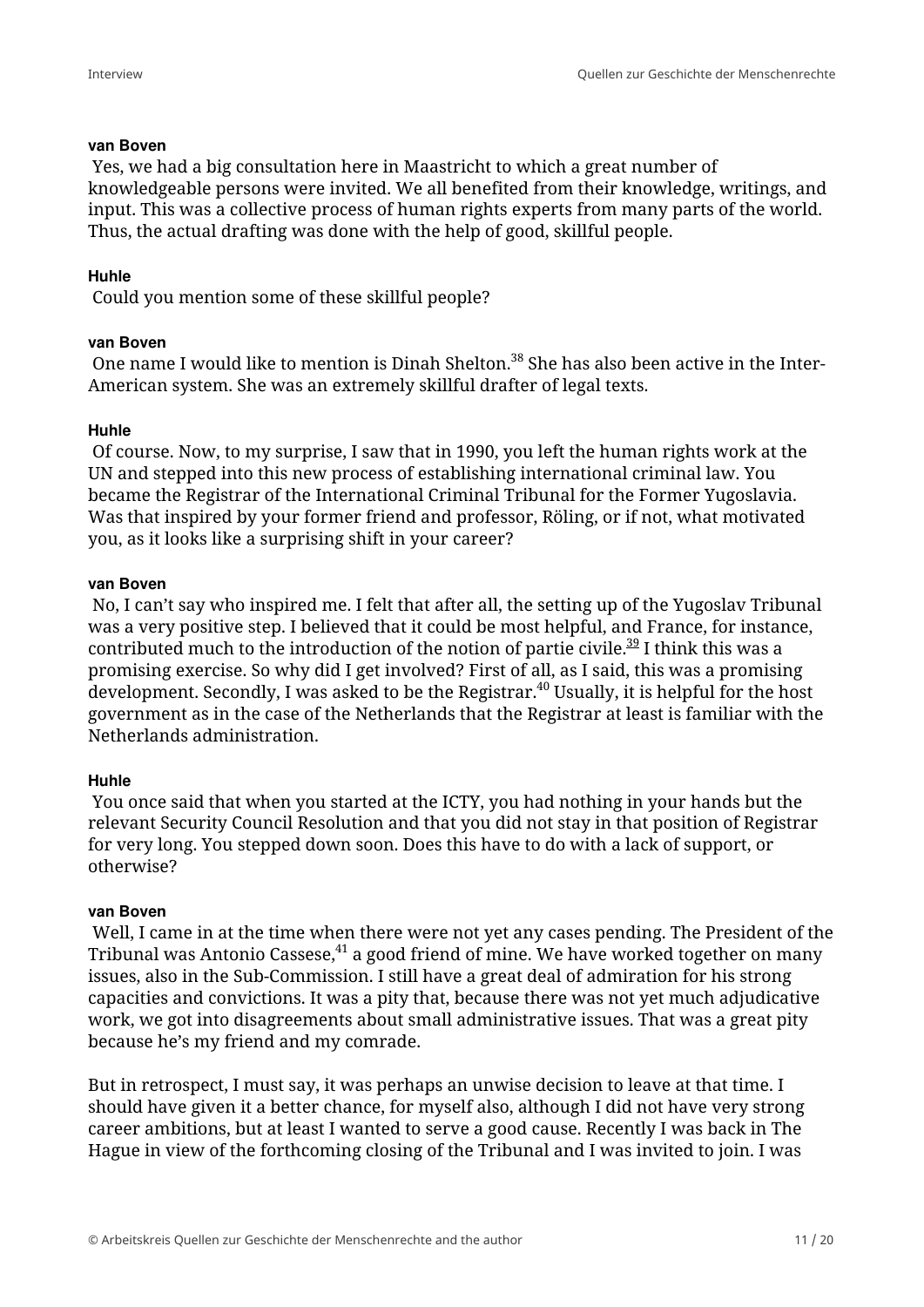**van Boven**
Yes, we had a big consultation here in Maastricht to which a great number of knowledgeable persons were invited. We all benefited from their knowledge, writings, and input. This was a collective process of human rights experts from many parts of the world. Thus, the actual drafting was done with the help of good, skillful people.

**Huhle**
Could you mention some of these skillful people?

**van Boven**
One name I would like to mention is Dinah Shelton.[38] She has also been active in the Inter-American system. She was an extremely skillful drafter of legal texts.

**Huhle**
Of course. Now, to my surprise, I saw that in 1990, you left the human rights work at the UN and stepped into this new process of establishing international criminal law. You became the Registrar of the International Criminal Tribunal for the Former Yugoslavia. Was that inspired by your former friend and professor, Röling, or if not, what motivated you, as it looks like a surprising shift in your career?

**van Boven**
No, I can't say who inspired me. I felt that after all, the setting up of the Yugoslav Tribunal was a very positive step. I believed that it could be most helpful, and France, for instance, contributed much to the introduction of the notion of partie civile.[39] I think this was a promising exercise. So why did I get involved? First of all, as I said, this was a promising development. Secondly, I was asked to be the Registrar.[40] Usually, it is helpful for the host government as in the case of the Netherlands that the Registrar at least is familiar with the Netherlands administration.

**Huhle**
You once said that when you started at the ICTY, you had nothing in your hands but the relevant Security Council Resolution and that you did not stay in that position of Registrar for very long. You stepped down soon. Does this have to do with a lack of support, or otherwise?

**van Boven**
Well, I came in at the time when there were not yet any cases pending. The President of the Tribunal was Antonio Cassese,[41] a good friend of mine. We have worked together on many issues, also in the Sub-Commission. I still have a great deal of admiration for his strong capacities and convictions. It was a pity that, because there was not yet much adjudicative work, we got into disagreements about small administrative issues. That was a great pity because he's my friend and my comrade.

But in retrospect, I must say, it was perhaps an unwise decision to leave at that time. I should have given it a better chance, for myself also, although I did not have very strong career ambitions, but at least I wanted to serve a good cause. Recently I was back in The Hague in view of the forthcoming closing of the Tribunal and I was invited to join. I was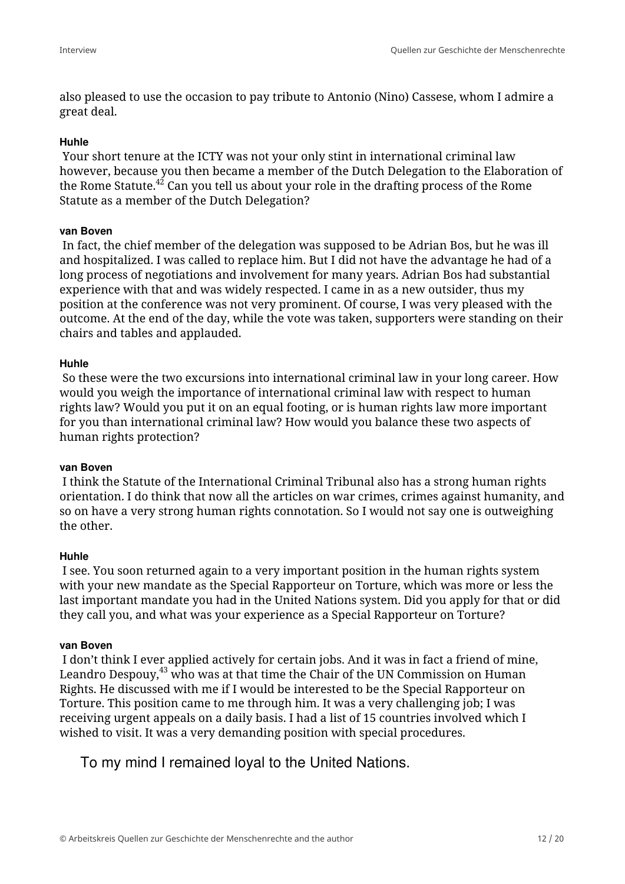also pleased to use the occasion to pay tribute to Antonio (Nino) Cassese, whom I admire a great deal.

**Huhle**

Your short tenure at the ICTY was not your only stint in international criminal law however, because you then became a member of the Dutch Delegation to the Elaboration of the Rome Statute.[42] Can you tell us about your role in the drafting process of the Rome Statute as a member of the Dutch Delegation?

**van Boven**

In fact, the chief member of the delegation was supposed to be Adrian Bos, but he was ill and hospitalized. I was called to replace him. But I did not have the advantage he had of a long process of negotiations and involvement for many years. Adrian Bos had substantial experience with that and was widely respected. I came in as a new outsider, thus my position at the conference was not very prominent. Of course, I was very pleased with the outcome. At the end of the day, while the vote was taken, supporters were standing on their chairs and tables and applauded.

**Huhle**

So these were the two excursions into international criminal law in your long career. How would you weigh the importance of international criminal law with respect to human rights law? Would you put it on an equal footing, or is human rights law more important for you than international criminal law? How would you balance these two aspects of human rights protection?

**van Boven**

I think the Statute of the International Criminal Tribunal also has a strong human rights orientation. I do think that now all the articles on war crimes, crimes against humanity, and so on have a very strong human rights connotation. So I would not say one is outweighing the other.

**Huhle**

I see. You soon returned again to a very important position in the human rights system with your new mandate as the Special Rapporteur on Torture, which was more or less the last important mandate you had in the United Nations system. Did you apply for that or did they call you, and what was your experience as a Special Rapporteur on Torture?

**van Boven**

I don't think I ever applied actively for certain jobs. And it was in fact a friend of mine, Leandro Despouy,[43] who was at that time the Chair of the UN Commission on Human Rights. He discussed with me if I would be interested to be the Special Rapporteur on Torture. This position came to me through him. It was a very challenging job; I was receiving urgent appeals on a daily basis. I had a list of 15 countries involved which I wished to visit. It was a very demanding position with special procedures.

> To my mind I remained loyal to the United Nations.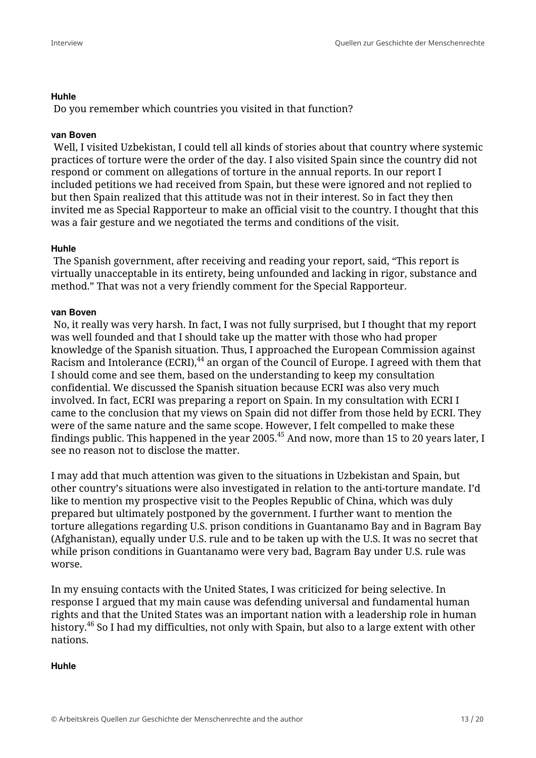**Huhle**

Do you remember which countries you visited in that function?

**van Boven**

Well, I visited Uzbekistan, I could tell all kinds of stories about that country where systemic practices of torture were the order of the day. I also visited Spain since the country did not respond or comment on allegations of torture in the annual reports. In our report I included petitions we had received from Spain, but these were ignored and not replied to but then Spain realized that this attitude was not in their interest. So in fact they then invited me as Special Rapporteur to make an official visit to the country. I thought that this was a fair gesture and we negotiated the terms and conditions of the visit.

**Huhle**

The Spanish government, after receiving and reading your report, said, “This report is virtually unacceptable in its entirety, being unfounded and lacking in rigor, substance and method.” That was not a very friendly comment for the Special Rapporteur.

**van Boven**

No, it really was very harsh. In fact, I was not fully surprised, but I thought that my report was well founded and that I should take up the matter with those who had proper knowledge of the Spanish situation. Thus, I approached the European Commission against Racism and Intolerance (ECRI),[44] an organ of the Council of Europe. I agreed with them that I should come and see them, based on the understanding to keep my consultation confidential. We discussed the Spanish situation because ECRI was also very much involved. In fact, ECRI was preparing a report on Spain. In my consultation with ECRI I came to the conclusion that my views on Spain did not differ from those held by ECRI. They were of the same nature and the same scope. However, I felt compelled to make these findings public. This happened in the year 2005.[45] And now, more than 15 to 20 years later, I see no reason not to disclose the matter.

I may add that much attention was given to the situations in Uzbekistan and Spain, but other country’s situations were also investigated in relation to the anti-torture mandate. I’d like to mention my prospective visit to the Peoples Republic of China, which was duly prepared but ultimately postponed by the government. I further want to mention the torture allegations regarding U.S. prison conditions in Guantanamo Bay and in Bagram Bay (Afghanistan), equally under U.S. rule and to be taken up with the U.S. It was no secret that while prison conditions in Guantanamo were very bad, Bagram Bay under U.S. rule was worse.

In my ensuing contacts with the United States, I was criticized for being selective. In response I argued that my main cause was defending universal and fundamental human rights and that the United States was an important nation with a leadership role in human history.[46] So I had my difficulties, not only with Spain, but also to a large extent with other nations.

**Huhle**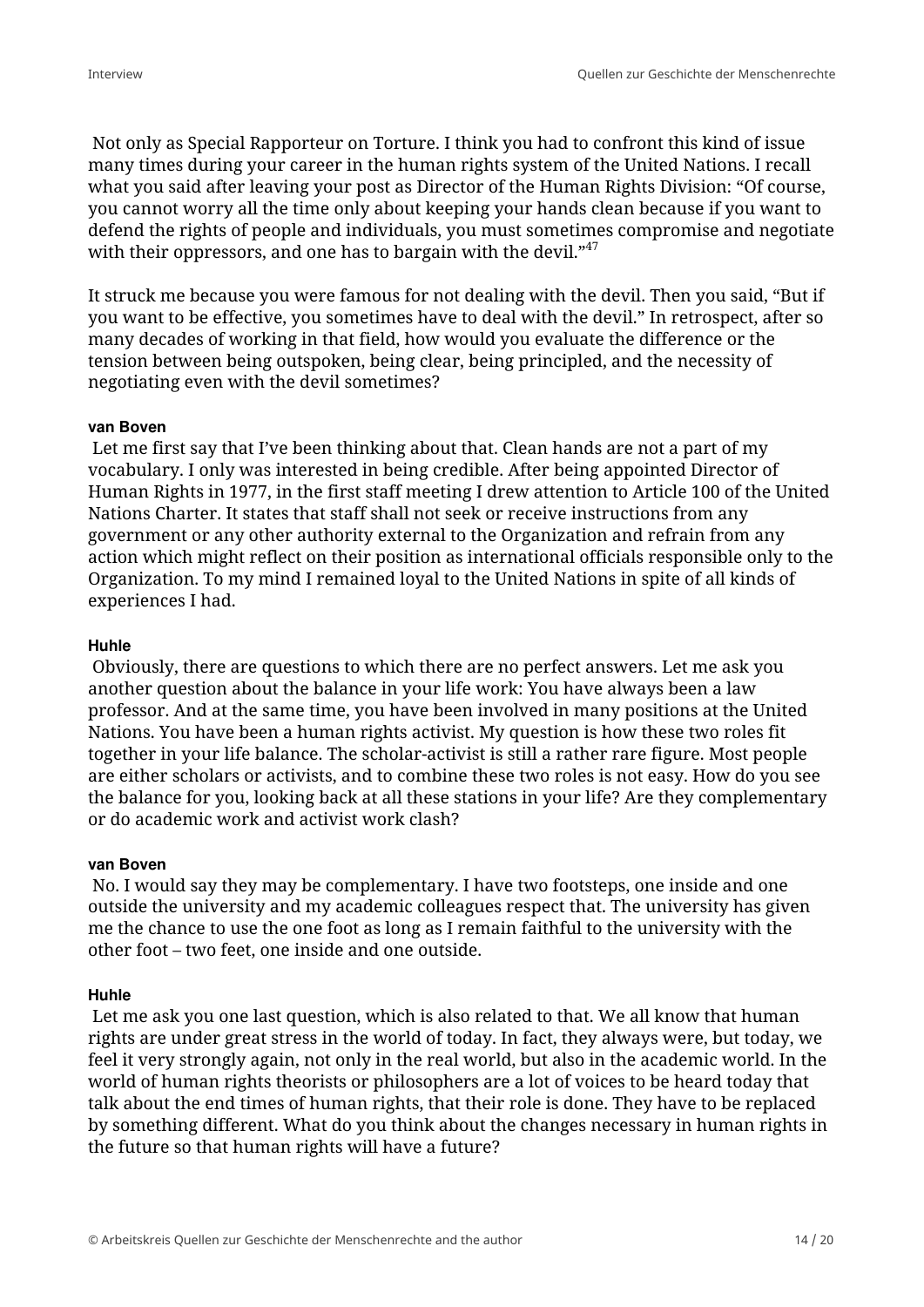Not only as Special Rapporteur on Torture. I think you had to confront this kind of issue many times during your career in the human rights system of the United Nations. I recall what you said after leaving your post as Director of the Human Rights Division: “Of course, you cannot worry all the time only about keeping your hands clean because if you want to defend the rights of people and individuals, you must sometimes compromise and negotiate with their oppressors, and one has to bargain with the devil.”[47]

It struck me because you were famous for not dealing with the devil. Then you said, “But if you want to be effective, you sometimes have to deal with the devil.” In retrospect, after so many decades of working in that field, how would you evaluate the difference or the tension between being outspoken, being clear, being principled, and the necessity of negotiating even with the devil sometimes?

**van Boven**

Let me first say that I’ve been thinking about that. Clean hands are not a part of my vocabulary. I only was interested in being credible. After being appointed Director of Human Rights in 1977, in the first staff meeting I drew attention to Article 100 of the United Nations Charter. It states that staff shall not seek or receive instructions from any government or any other authority external to the Organization and refrain from any action which might reflect on their position as international officials responsible only to the Organization. To my mind I remained loyal to the United Nations in spite of all kinds of experiences I had.

**Huhle**

Obviously, there are questions to which there are no perfect answers. Let me ask you another question about the balance in your life work: You have always been a law professor. And at the same time, you have been involved in many positions at the United Nations. You have been a human rights activist. My question is how these two roles fit together in your life balance. The scholar-activist is still a rather rare figure. Most people are either scholars or activists, and to combine these two roles is not easy. How do you see the balance for you, looking back at all these stations in your life? Are they complementary or do academic work and activist work clash?

**van Boven**

No. I would say they may be complementary. I have two footsteps, one inside and one outside the university and my academic colleagues respect that. The university has given me the chance to use the one foot as long as I remain faithful to the university with the other foot – two feet, one inside and one outside.

**Huhle**

Let me ask you one last question, which is also related to that. We all know that human rights are under great stress in the world of today. In fact, they always were, but today, we feel it very strongly again, not only in the real world, but also in the academic world. In the world of human rights theorists or philosophers are a lot of voices to be heard today that talk about the end times of human rights, that their role is done. They have to be replaced by something different. What do you think about the changes necessary in human rights in the future so that human rights will have a future?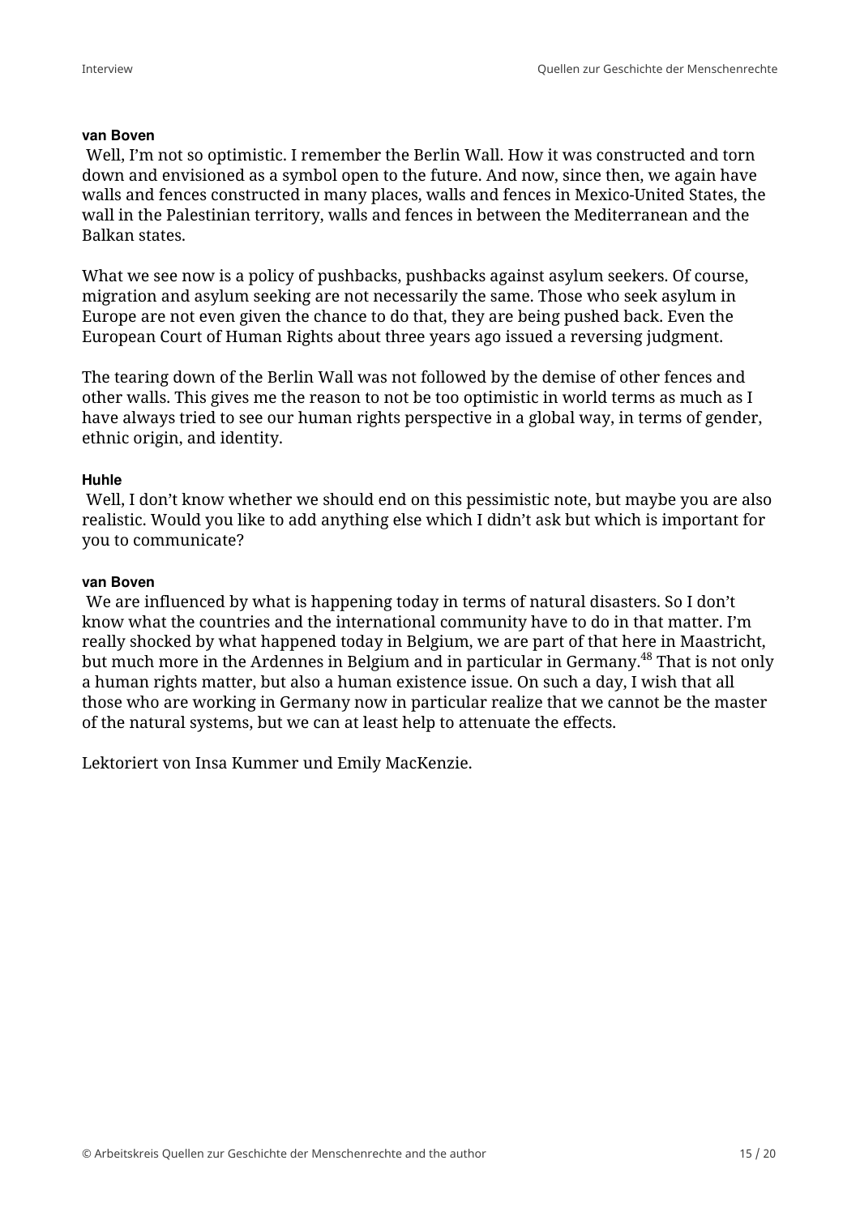**van Boven**
Well, I'm not so optimistic. I remember the Berlin Wall. How it was constructed and torn down and envisioned as a symbol open to the future. And now, since then, we again have walls and fences constructed in many places, walls and fences in Mexico-United States, the wall in the Palestinian territory, walls and fences in between the Mediterranean and the Balkan states.

What we see now is a policy of pushbacks, pushbacks against asylum seekers. Of course, migration and asylum seeking are not necessarily the same. Those who seek asylum in Europe are not even given the chance to do that, they are being pushed back. Even the European Court of Human Rights about three years ago issued a reversing judgment.

The tearing down of the Berlin Wall was not followed by the demise of other fences and other walls. This gives me the reason to not be too optimistic in world terms as much as I have always tried to see our human rights perspective in a global way, in terms of gender, ethnic origin, and identity.

**Huhle**
Well, I don't know whether we should end on this pessimistic note, but maybe you are also realistic. Would you like to add anything else which I didn't ask but which is important for you to communicate?

**van Boven**
We are influenced by what is happening today in terms of natural disasters. So I don't know what the countries and the international community have to do in that matter. I'm really shocked by what happened today in Belgium, we are part of that here in Maastricht, but much more in the Ardennes in Belgium and in particular in Germany.[48] That is not only a human rights matter, but also a human existence issue. On such a day, I wish that all those who are working in Germany now in particular realize that we cannot be the master of the natural systems, but we can at least help to attenuate the effects.

Lektoriert von Insa Kummer und Emily MacKenzie.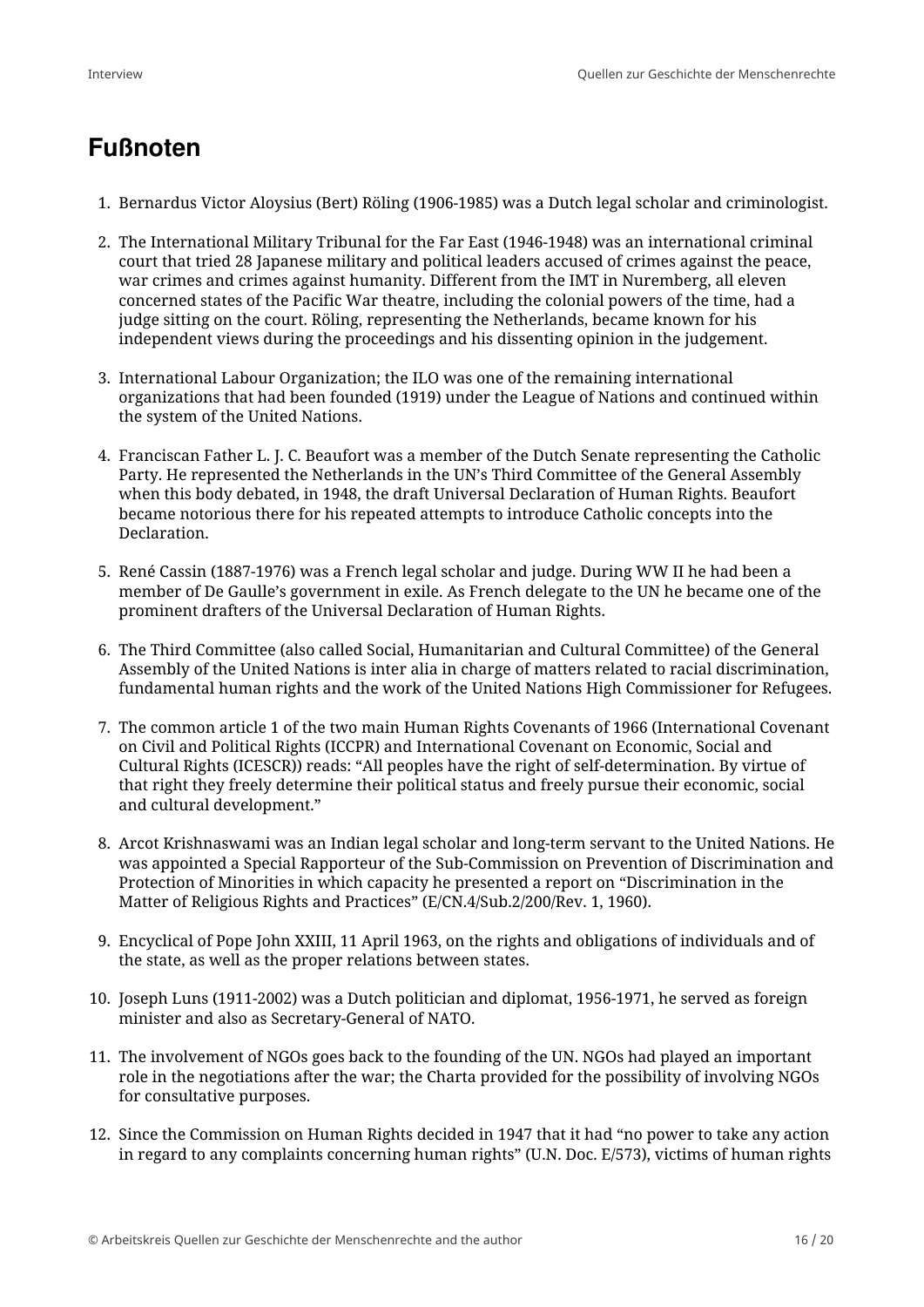## Fußnoten

1. Bernardus Victor Aloysius (Bert) Röling (1906-1985) was a Dutch legal scholar and criminologist.

2. The International Military Tribunal for the Far East (1946-1948) was an international criminal court that tried 28 Japanese military and political leaders accused of crimes against the peace, war crimes and crimes against humanity. Different from the IMT in Nuremberg, all eleven concerned states of the Pacific War theatre, including the colonial powers of the time, had a judge sitting on the court. Röling, representing the Netherlands, became known for his independent views during the proceedings and his dissenting opinion in the judgement.

3. International Labour Organization; the ILO was one of the remaining international organizations that had been founded (1919) under the League of Nations and continued within the system of the United Nations.

4. Franciscan Father L. J. C. Beaufort was a member of the Dutch Senate representing the Catholic Party. He represented the Netherlands in the UN's Third Committee of the General Assembly when this body debated, in 1948, the draft Universal Declaration of Human Rights. Beaufort became notorious there for his repeated attempts to introduce Catholic concepts into the Declaration.

5. René Cassin (1887-1976) was a French legal scholar and judge. During WW II he had been a member of De Gaulle's government in exile. As French delegate to the UN he became one of the prominent drafters of the Universal Declaration of Human Rights.

6. The Third Committee (also called Social, Humanitarian and Cultural Committee) of the General Assembly of the United Nations is inter alia in charge of matters related to racial discrimination, fundamental human rights and the work of the United Nations High Commissioner for Refugees.

7. The common article 1 of the two main Human Rights Covenants of 1966 (International Covenant on Civil and Political Rights (ICCPR) and International Covenant on Economic, Social and Cultural Rights (ICESCR)) reads: "All peoples have the right of self-determination. By virtue of that right they freely determine their political status and freely pursue their economic, social and cultural development."

8. Arcot Krishnaswami was an Indian legal scholar and long-term servant to the United Nations. He was appointed a Special Rapporteur of the Sub-Commission on Prevention of Discrimination and Protection of Minorities in which capacity he presented a report on "Discrimination in the Matter of Religious Rights and Practices" (E/CN.4/Sub.2/200/Rev. 1, 1960).

9. Encyclical of Pope John XXIII, 11 April 1963, on the rights and obligations of individuals and of the state, as well as the proper relations between states.

10. Joseph Luns (1911-2002) was a Dutch politician and diplomat, 1956-1971, he served as foreign minister and also as Secretary-General of NATO.

11. The involvement of NGOs goes back to the founding of the UN. NGOs had played an important role in the negotiations after the war; the Charta provided for the possibility of involving NGOs for consultative purposes.

12. Since the Commission on Human Rights decided in 1947 that it had "no power to take any action in regard to any complaints concerning human rights" (U.N. Doc. E/573), victims of human rights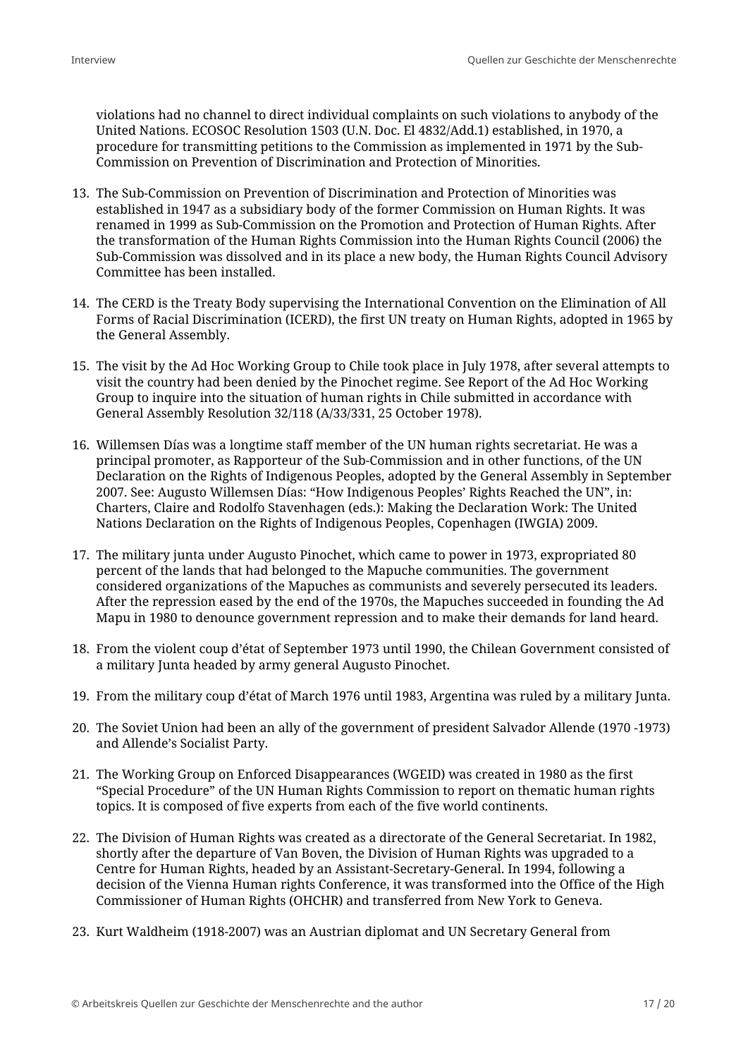violations had no channel to direct individual complaints on such violations to anybody of the United Nations. ECOSOC Resolution 1503 (U.N. Doc. El 4832/Add.1) established, in 1970, a procedure for transmitting petitions to the Commission as implemented in 1971 by the Sub-Commission on Prevention of Discrimination and Protection of Minorities.

13. The Sub-Commission on Prevention of Discrimination and Protection of Minorities was established in 1947 as a subsidiary body of the former Commission on Human Rights. It was renamed in 1999 as Sub-Commission on the Promotion and Protection of Human Rights. After the transformation of the Human Rights Commission into the Human Rights Council (2006) the Sub-Commission was dissolved and in its place a new body, the Human Rights Council Advisory Committee has been installed.

14. The CERD is the Treaty Body supervising the International Convention on the Elimination of All Forms of Racial Discrimination (ICERD), the first UN treaty on Human Rights, adopted in 1965 by the General Assembly.

15. The visit by the Ad Hoc Working Group to Chile took place in July 1978, after several attempts to visit the country had been denied by the Pinochet regime. See Report of the Ad Hoc Working Group to inquire into the situation of human rights in Chile submitted in accordance with General Assembly Resolution 32/118 (A/33/331, 25 October 1978).

16. Willemsen Días was a longtime staff member of the UN human rights secretariat. He was a principal promoter, as Rapporteur of the Sub-Commission and in other functions, of the UN Declaration on the Rights of Indigenous Peoples, adopted by the General Assembly in September 2007. See: Augusto Willemsen Días: "How Indigenous Peoples' Rights Reached the UN", in: Charters, Claire and Rodolfo Stavenhagen (eds.): Making the Declaration Work: The United Nations Declaration on the Rights of Indigenous Peoples, Copenhagen (IWGIA) 2009.

17. The military junta under Augusto Pinochet, which came to power in 1973, expropriated 80 percent of the lands that had belonged to the Mapuche communities. The government considered organizations of the Mapuches as communists and severely persecuted its leaders. After the repression eased by the end of the 1970s, the Mapuches succeeded in founding the Ad Mapu in 1980 to denounce government repression and to make their demands for land heard.

18. From the violent coup d'état of September 1973 until 1990, the Chilean Government consisted of a military Junta headed by army general Augusto Pinochet.

19. From the military coup d'état of March 1976 until 1983, Argentina was ruled by a military Junta.

20. The Soviet Union had been an ally of the government of president Salvador Allende (1970 -1973) and Allende's Socialist Party.

21. The Working Group on Enforced Disappearances (WGEID) was created in 1980 as the first "Special Procedure" of the UN Human Rights Commission to report on thematic human rights topics. It is composed of five experts from each of the five world continents.

22. The Division of Human Rights was created as a directorate of the General Secretariat. In 1982, shortly after the departure of Van Boven, the Division of Human Rights was upgraded to a Centre for Human Rights, headed by an Assistant-Secretary-General. In 1994, following a decision of the Vienna Human rights Conference, it was transformed into the Office of the High Commissioner of Human Rights (OHCHR) and transferred from New York to Geneva.

23. Kurt Waldheim (1918-2007) was an Austrian diplomat and UN Secretary General from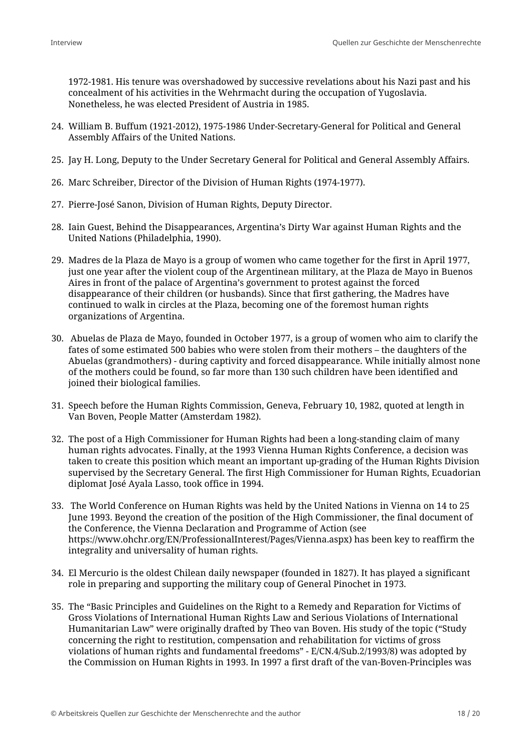1972-1981. His tenure was overshadowed by successive revelations about his Nazi past and his concealment of his activities in the Wehrmacht during the occupation of Yugoslavia. Nonetheless, he was elected President of Austria in 1985.

24. William B. Buffum (1921-2012), 1975-1986 Under-Secretary-General for Political and General Assembly Affairs of the United Nations.

25. Jay H. Long, Deputy to the Under Secretary General for Political and General Assembly Affairs.

26. Marc Schreiber, Director of the Division of Human Rights (1974-1977).

27. Pierre-José Sanon, Division of Human Rights, Deputy Director.

28. Iain Guest, Behind the Disappearances, Argentina's Dirty War against Human Rights and the United Nations (Philadelphia, 1990).

29. Madres de la Plaza de Mayo is a group of women who came together for the first in April 1977, just one year after the violent coup of the Argentinean military, at the Plaza de Mayo in Buenos Aires in front of the palace of Argentina's government to protest against the forced disappearance of their children (or husbands). Since that first gathering, the Madres have continued to walk in circles at the Plaza, becoming one of the foremost human rights organizations of Argentina.

30. Abuelas de Plaza de Mayo, founded in October 1977, is a group of women who aim to clarify the fates of some estimated 500 babies who were stolen from their mothers – the daughters of the Abuelas (grandmothers) - during captivity and forced disappearance. While initially almost none of the mothers could be found, so far more than 130 such children have been identified and joined their biological families.

31. Speech before the Human Rights Commission, Geneva, February 10, 1982, quoted at length in Van Boven, People Matter (Amsterdam 1982).

32. The post of a High Commissioner for Human Rights had been a long-standing claim of many human rights advocates. Finally, at the 1993 Vienna Human Rights Conference, a decision was taken to create this position which meant an important up-grading of the Human Rights Division supervised by the Secretary General. The first High Commissioner for Human Rights, Ecuadorian diplomat José Ayala Lasso, took office in 1994.

33. The World Conference on Human Rights was held by the United Nations in Vienna on 14 to 25 June 1993. Beyond the creation of the position of the High Commissioner, the final document of the Conference, the Vienna Declaration and Programme of Action (see https://www.ohchr.org/EN/ProfessionalInterest/Pages/Vienna.aspx) has been key to reaffirm the integrality and universality of human rights.

34. El Mercurio is the oldest Chilean daily newspaper (founded in 1827). It has played a significant role in preparing and supporting the military coup of General Pinochet in 1973.

35. The "Basic Principles and Guidelines on the Right to a Remedy and Reparation for Victims of Gross Violations of International Human Rights Law and Serious Violations of International Humanitarian Law" were originally drafted by Theo van Boven. His study of the topic ("Study concerning the right to restitution, compensation and rehabilitation for victims of gross violations of human rights and fundamental freedoms" - E/CN.4/Sub.2/1993/8) was adopted by the Commission on Human Rights in 1993. In 1997 a first draft of the van-Boven-Principles was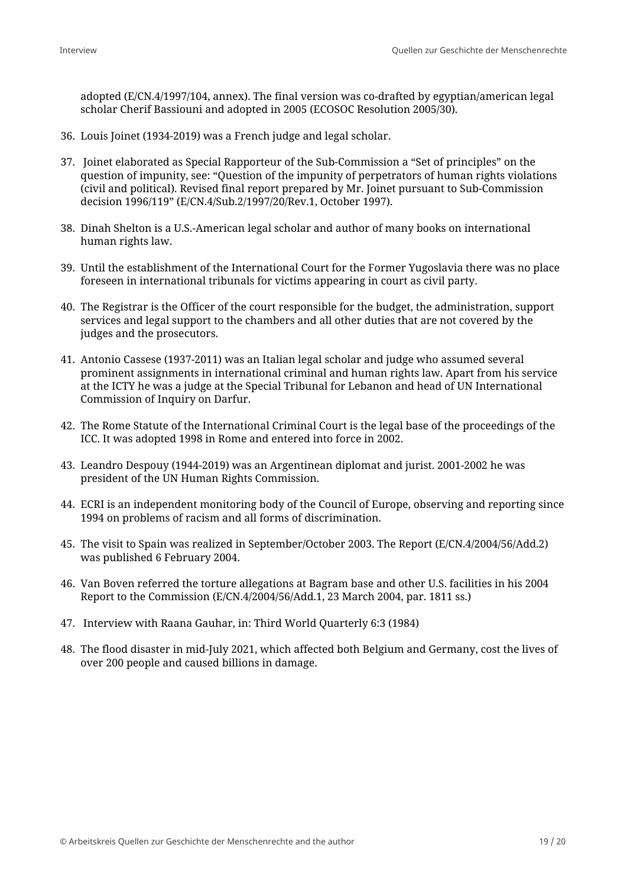adopted (E/CN.4/1997/104, annex). The final version was co-drafted by egyptian/american legal scholar Cherif Bassiouni and adopted in 2005 (ECOSOC Resolution 2005/30).

36. Louis Joinet (1934-2019) was a French judge and legal scholar.

37. Joinet elaborated as Special Rapporteur of the Sub-Commission a “Set of principles” on the question of impunity, see: “Question of the impunity of perpetrators of human rights violations (civil and political). Revised final report prepared by Mr. Joinet pursuant to Sub-Commission decision 1996/119” (E/CN.4/Sub.2/1997/20/Rev.1, October 1997).

38. Dinah Shelton is a U.S.-American legal scholar and author of many books on international human rights law.

39. Until the establishment of the International Court for the Former Yugoslavia there was no place foreseen in international tribunals for victims appearing in court as civil party.

40. The Registrar is the Officer of the court responsible for the budget, the administration, support services and legal support to the chambers and all other duties that are not covered by the judges and the prosecutors.

41. Antonio Cassese (1937-2011) was an Italian legal scholar and judge who assumed several prominent assignments in international criminal and human rights law. Apart from his service at the ICTY he was a judge at the Special Tribunal for Lebanon and head of UN International Commission of Inquiry on Darfur.

42. The Rome Statute of the International Criminal Court is the legal base of the proceedings of the ICC. It was adopted 1998 in Rome and entered into force in 2002.

43. Leandro Despouy (1944-2019) was an Argentinean diplomat and jurist. 2001-2002 he was president of the UN Human Rights Commission.

44. ECRI is an independent monitoring body of the Council of Europe, observing and reporting since 1994 on problems of racism and all forms of discrimination.

45. The visit to Spain was realized in September/October 2003. The Report (E/CN.4/2004/56/Add.2) was published 6 February 2004.

46. Van Boven referred the torture allegations at Bagram base and other U.S. facilities in his 2004 Report to the Commission (E/CN.4/2004/56/Add.1, 23 March 2004, par. 1811 ss.)

47. Interview with Raana Gauhar, in: Third World Quarterly 6:3 (1984)

48. The flood disaster in mid-July 2021, which affected both Belgium and Germany, cost the lives of over 200 people and caused billions in damage.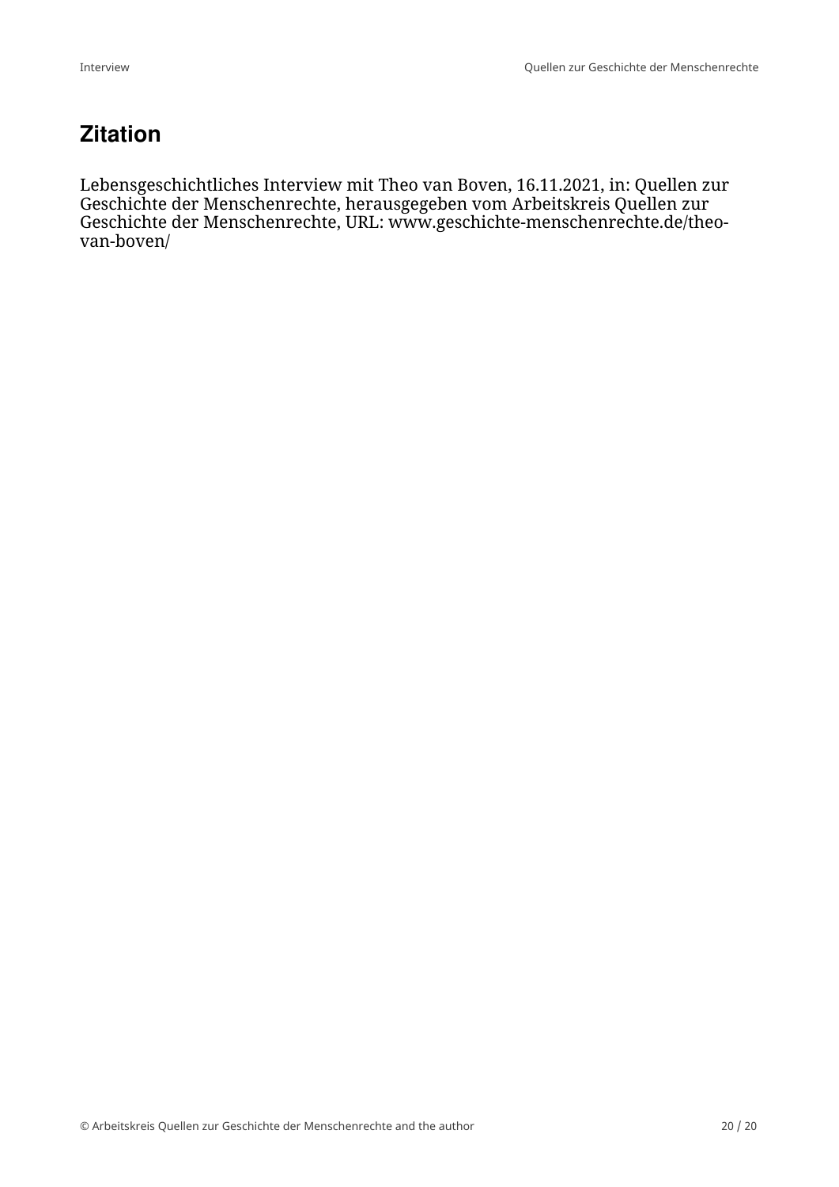## Zitation

Lebensgeschichtliches Interview mit Theo van Boven, 16.11.2021, in: Quellen zur Geschichte der Menschenrechte, herausgegeben vom Arbeitskreis Quellen zur Geschichte der Menschenrechte, URL: www.geschichte-menschenrechte.de/theo-van-boven/